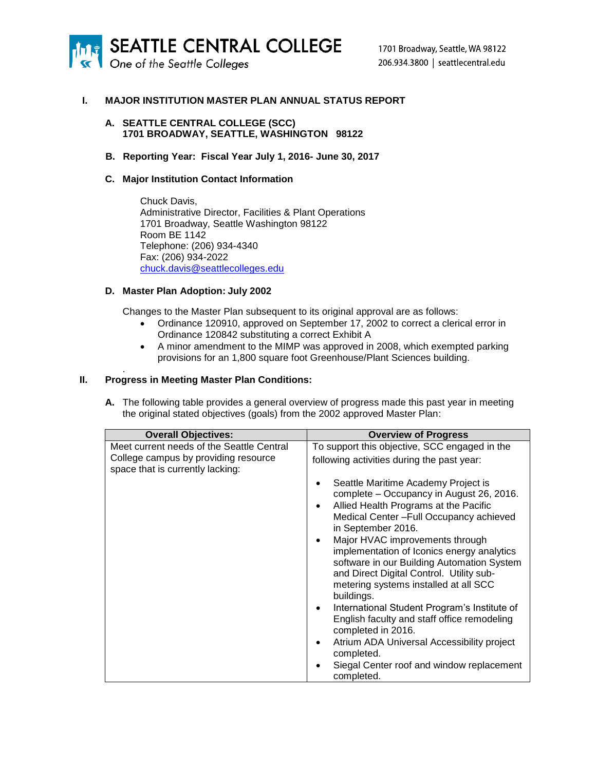**SEATTLE CENTRAL COLLEGE**
*One of the Seattle Colleges*

1701 Broadway, Seattle, WA 98122
206.934.3800 | seattlecentral.edu

# I. MAJOR INSTITUTION MASTER PLAN ANNUAL STATUS REPORT

## A. SEATTLE CENTRAL COLLEGE (SCC) 1701 BROADWAY, SEATTLE, WASHINGTON 98122

## B. Reporting Year: Fiscal Year July 1, 2016- June 30, 2017

## C. Major Institution Contact Information

Chuck Davis,
Administrative Director, Facilities & Plant Operations
1701 Broadway, Seattle Washington 98122
Room BE 1142
Telephone: (206) 934-4340
Fax: (206) 934-2022
chuck.davis@seattlecolleges.edu

## D. Master Plan Adoption: July 2002

Changes to the Master Plan subsequent to its original approval are as follows:

- Ordinance 120910, approved on September 17, 2002 to correct a clerical error in Ordinance 120842 substituting a correct Exhibit A
- A minor amendment to the MIMP was approved in 2008, which exempted parking provisions for an 1,800 square foot Greenhouse/Plant Sciences building.

# II. Progress in Meeting Master Plan Conditions:

**A.** The following table provides a general overview of progress made this past year in meeting the original stated objectives (goals) from the 2002 approved Master Plan:

| Overall Objectives: | Overview of Progress |
|---|---|
| Meet current needs of the Seattle Central College campus by providing resource space that is currently lacking: | To support this objective, SCC engaged in the following activities during the past year:<br>• Seattle Maritime Academy Project is complete – Occupancy in August 26, 2016.<br>• Allied Health Programs at the Pacific Medical Center –Full Occupancy achieved in September 2016.<br>• Major HVAC improvements through implementation of Iconics energy analytics software in our Building Automation System and Direct Digital Control. Utility sub-metering systems installed at all SCC buildings.<br>• International Student Program's Institute of English faculty and staff office remodeling completed in 2016.<br>• Atrium ADA Universal Accessibility project completed.<br>• Siegal Center roof and window replacement completed. |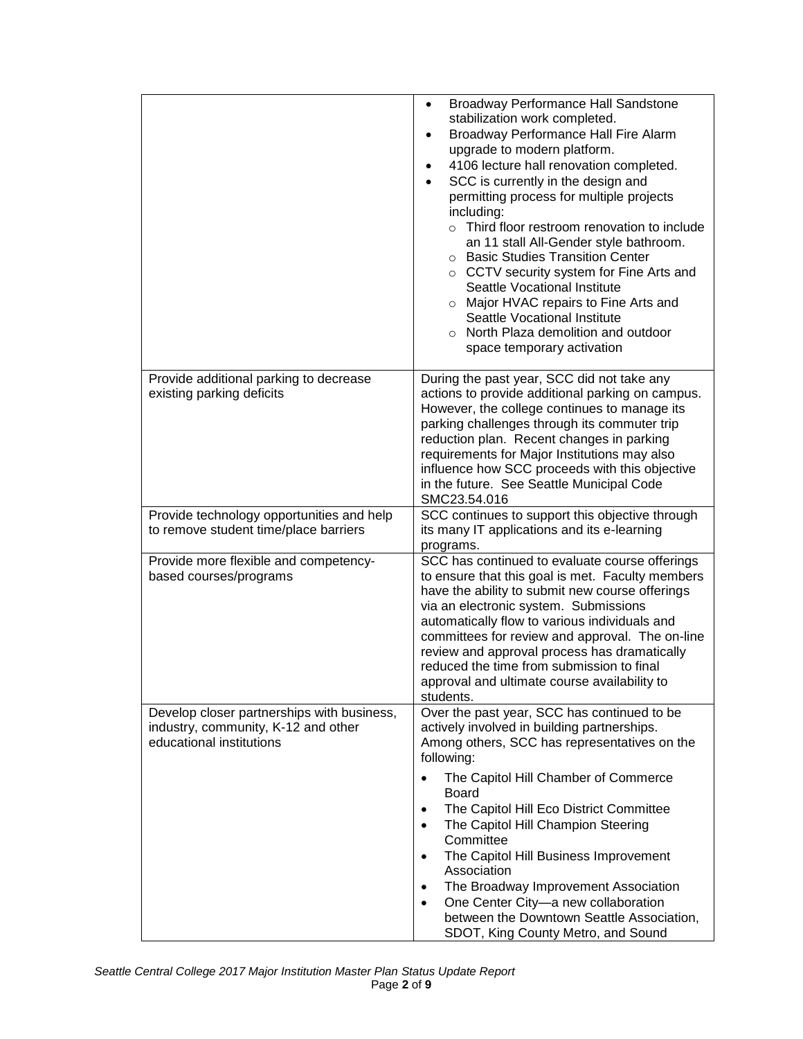| | |
|---|---|
| | • Broadway Performance Hall Sandstone stabilization work completed.<br>• Broadway Performance Hall Fire Alarm upgrade to modern platform.<br>• 4106 lecture hall renovation completed.<br>• SCC is currently in the design and permitting process for multiple projects including:<br>  ○ Third floor restroom renovation to include an 11 stall All-Gender style bathroom.<br>  ○ Basic Studies Transition Center<br>  ○ CCTV security system for Fine Arts and Seattle Vocational Institute<br>  ○ Major HVAC repairs to Fine Arts and Seattle Vocational Institute<br>  ○ North Plaza demolition and outdoor space temporary activation |
| Provide additional parking to decrease existing parking deficits | During the past year, SCC did not take any actions to provide additional parking on campus. However, the college continues to manage its parking challenges through its commuter trip reduction plan. Recent changes in parking requirements for Major Institutions may also influence how SCC proceeds with this objective in the future. See Seattle Municipal Code SMC23.54.016 |
| Provide technology opportunities and help to remove student time/place barriers | SCC continues to support this objective through its many IT applications and its e-learning programs. |
| Provide more flexible and competency-based courses/programs | SCC has continued to evaluate course offerings to ensure that this goal is met. Faculty members have the ability to submit new course offerings via an electronic system. Submissions automatically flow to various individuals and committees for review and approval. The on-line review and approval process has dramatically reduced the time from submission to final approval and ultimate course availability to students. |
| Develop closer partnerships with business, industry, community, K-12 and other educational institutions | Over the past year, SCC has continued to be actively involved in building partnerships. Among others, SCC has representatives on the following:<br>• The Capitol Hill Chamber of Commerce Board<br>• The Capitol Hill Eco District Committee<br>• The Capitol Hill Champion Steering Committee<br>• The Capitol Hill Business Improvement Association<br>• The Broadway Improvement Association<br>• One Center City—a new collaboration between the Downtown Seattle Association, SDOT, King County Metro, and Sound |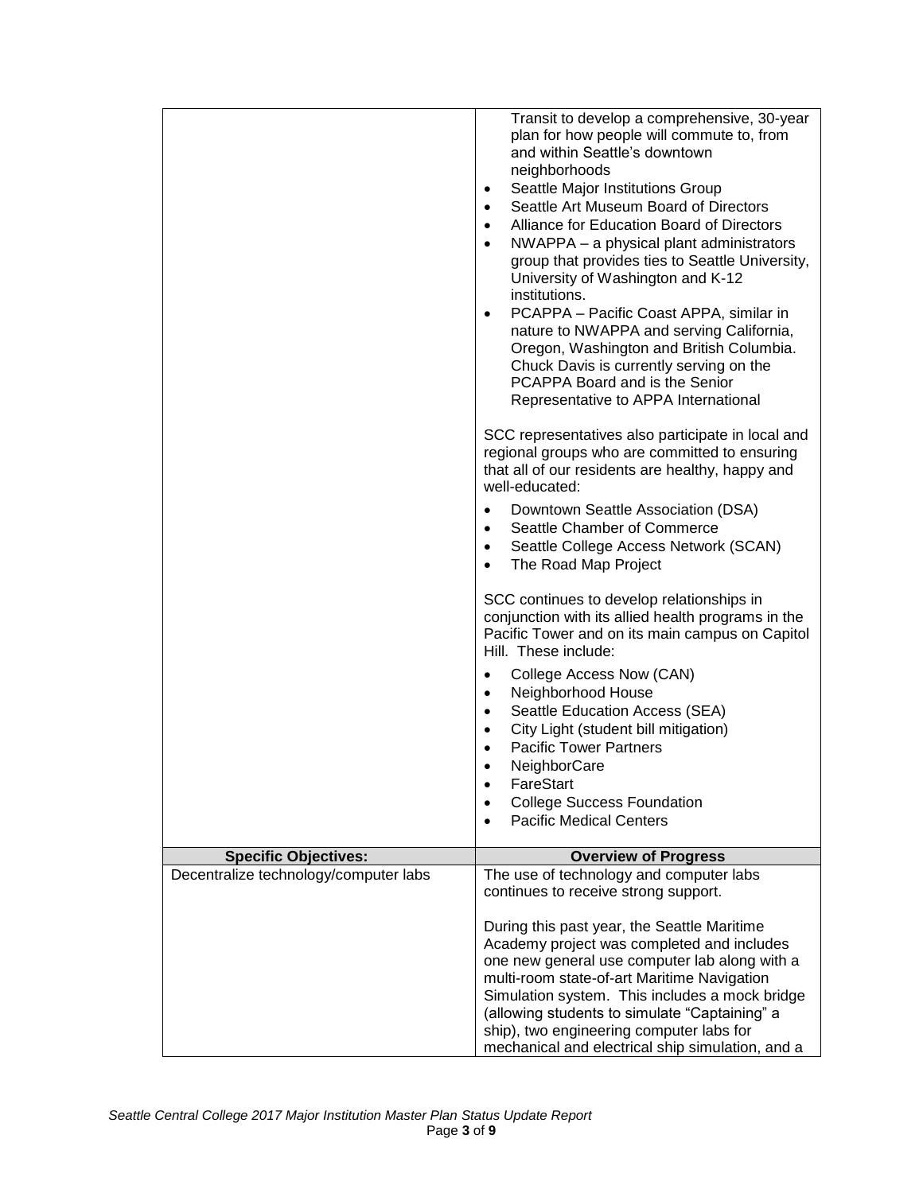| | |
|---|---|
| | Transit to develop a comprehensive, 30-year plan for how people will commute to, from and within Seattle's downtown neighborhoods<br>• Seattle Major Institutions Group<br>• Seattle Art Museum Board of Directors<br>• Alliance for Education Board of Directors<br>• NWAPPA – a physical plant administrators group that provides ties to Seattle University, University of Washington and K-12 institutions.<br>• PCAPPA – Pacific Coast APPA, similar in nature to NWAPPA and serving California, Oregon, Washington and British Columbia. Chuck Davis is currently serving on the PCAPPA Board and is the Senior Representative to APPA International<br><br>SCC representatives also participate in local and regional groups who are committed to ensuring that all of our residents are healthy, happy and well-educated:<br>• Downtown Seattle Association (DSA)<br>• Seattle Chamber of Commerce<br>• Seattle College Access Network (SCAN)<br>• The Road Map Project<br><br>SCC continues to develop relationships in conjunction with its allied health programs in the Pacific Tower and on its main campus on Capitol Hill. These include:<br>• College Access Now (CAN)<br>• Neighborhood House<br>• Seattle Education Access (SEA)<br>• City Light (student bill mitigation)<br>• Pacific Tower Partners<br>• NeighborCare<br>• FareStart<br>• College Success Foundation<br>• Pacific Medical Centers |
| **Specific Objectives:** | **Overview of Progress** |
| Decentralize technology/computer labs | The use of technology and computer labs continues to receive strong support.<br><br>During this past year, the Seattle Maritime Academy project was completed and includes one new general use computer lab along with a multi-room state-of-art Maritime Navigation Simulation system. This includes a mock bridge (allowing students to simulate "Captaining" a ship), two engineering computer labs for mechanical and electrical ship simulation, and a |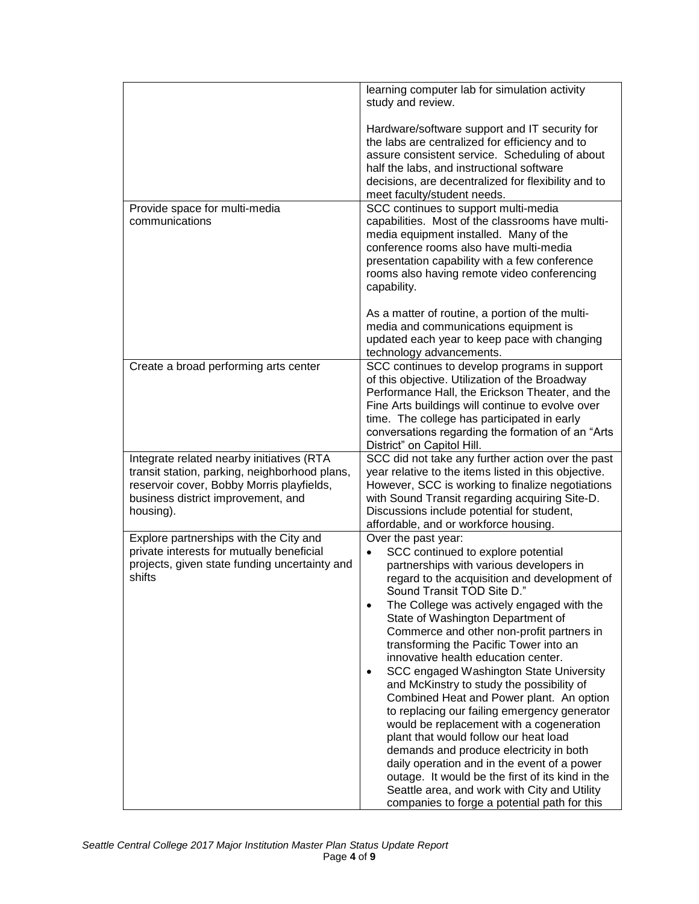| | |
|---|---|
| | learning computer lab for simulation activity study and review.<br><br>Hardware/software support and IT security for the labs are centralized for efficiency and to assure consistent service. Scheduling of about half the labs, and instructional software decisions, are decentralized for flexibility and to meet faculty/student needs. |
| Provide space for multi-media communications | SCC continues to support multi-media capabilities. Most of the classrooms have multi-media equipment installed. Many of the conference rooms also have multi-media presentation capability with a few conference rooms also having remote video conferencing capability.<br><br>As a matter of routine, a portion of the multi-media and communications equipment is updated each year to keep pace with changing technology advancements. |
| Create a broad performing arts center | SCC continues to develop programs in support of this objective. Utilization of the Broadway Performance Hall, the Erickson Theater, and the Fine Arts buildings will continue to evolve over time. The college has participated in early conversations regarding the formation of an "Arts District" on Capitol Hill. |
| Integrate related nearby initiatives (RTA transit station, parking, neighborhood plans, reservoir cover, Bobby Morris playfields, business district improvement, and housing). | SCC did not take any further action over the past year relative to the items listed in this objective. However, SCC is working to finalize negotiations with Sound Transit regarding acquiring Site-D. Discussions include potential for student, affordable, and or workforce housing. |
| Explore partnerships with the City and private interests for mutually beneficial projects, given state funding uncertainty and shifts | Over the past year:<br>• SCC continued to explore potential partnerships with various developers in regard to the acquisition and development of Sound Transit TOD Site D."<br>• The College was actively engaged with the State of Washington Department of Commerce and other non-profit partners in transforming the Pacific Tower into an innovative health education center.<br>• SCC engaged Washington State University and McKinstry to study the possibility of Combined Heat and Power plant. An option to replacing our failing emergency generator would be replacement with a cogeneration plant that would follow our heat load demands and produce electricity in both daily operation and in the event of a power outage. It would be the first of its kind in the Seattle area, and work with City and Utility companies to forge a potential path for this |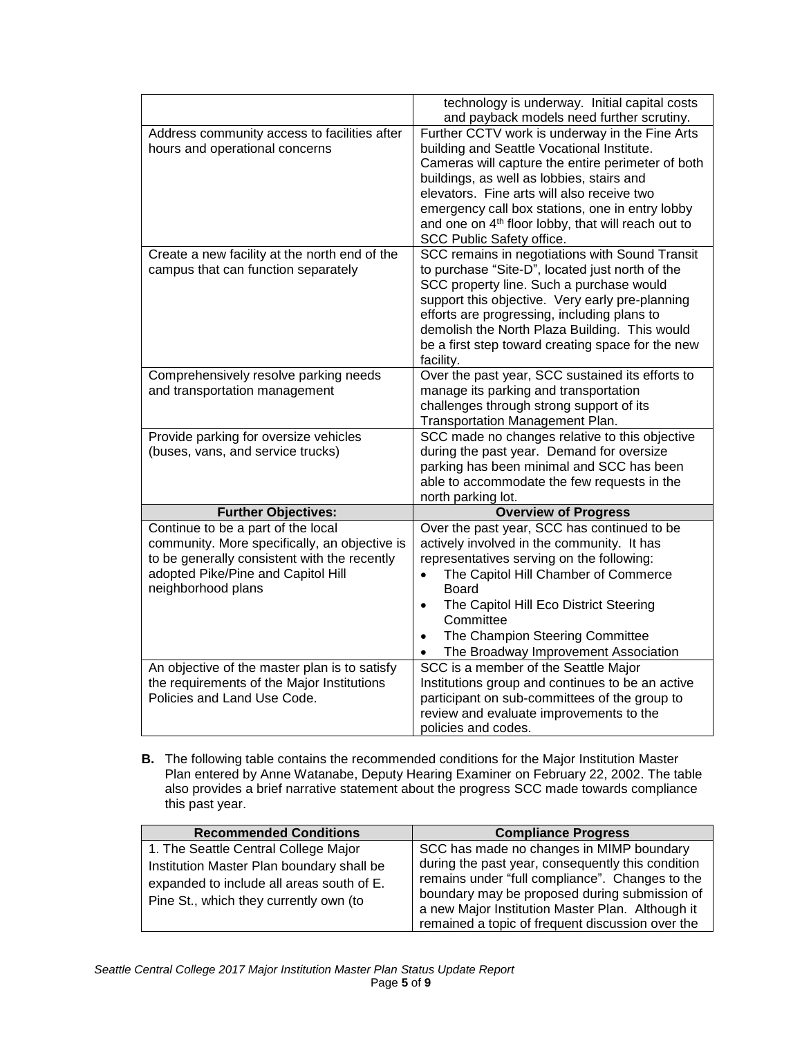| | |
|---|---|
| | technology is underway. Initial capital costs and payback models need further scrutiny. |
| Address community access to facilities after hours and operational concerns | Further CCTV work is underway in the Fine Arts building and Seattle Vocational Institute. Cameras will capture the entire perimeter of both buildings, as well as lobbies, stairs and elevators. Fine arts will also receive two emergency call box stations, one in entry lobby and one on 4th floor lobby, that will reach out to SCC Public Safety office. |
| Create a new facility at the north end of the campus that can function separately | SCC remains in negotiations with Sound Transit to purchase "Site-D", located just north of the SCC property line. Such a purchase would support this objective. Very early pre-planning efforts are progressing, including plans to demolish the North Plaza Building. This would be a first step toward creating space for the new facility. |
| Comprehensively resolve parking needs and transportation management | Over the past year, SCC sustained its efforts to manage its parking and transportation challenges through strong support of its Transportation Management Plan. |
| Provide parking for oversize vehicles (buses, vans, and service trucks) | SCC made no changes relative to this objective during the past year. Demand for oversize parking has been minimal and SCC has been able to accommodate the few requests in the north parking lot. |
| **Further Objectives:** | **Overview of Progress** |
| Continue to be a part of the local community. More specifically, an objective is to be generally consistent with the recently adopted Pike/Pine and Capitol Hill neighborhood plans | Over the past year, SCC has continued to be actively involved in the community. It has representatives serving on the following: <br>• The Capitol Hill Chamber of Commerce Board <br>• The Capitol Hill Eco District Steering Committee <br>• The Champion Steering Committee <br>• The Broadway Improvement Association |
| An objective of the master plan is to satisfy the requirements of the Major Institutions Policies and Land Use Code. | SCC is a member of the Seattle Major Institutions group and continues to be an active participant on sub-committees of the group to review and evaluate improvements to the policies and codes. |

**B.** The following table contains the recommended conditions for the Major Institution Master Plan entered by Anne Watanabe, Deputy Hearing Examiner on February 22, 2002. The table also provides a brief narrative statement about the progress SCC made towards compliance this past year.

| Recommended Conditions | Compliance Progress |
|---|---|
| 1. The Seattle Central College Major Institution Master Plan boundary shall be expanded to include all areas south of E. Pine St., which they currently own (to | SCC has made no changes in MIMP boundary during the past year, consequently this condition remains under "full compliance". Changes to the boundary may be proposed during submission of a new Major Institution Master Plan. Although it remained a topic of frequent discussion over the |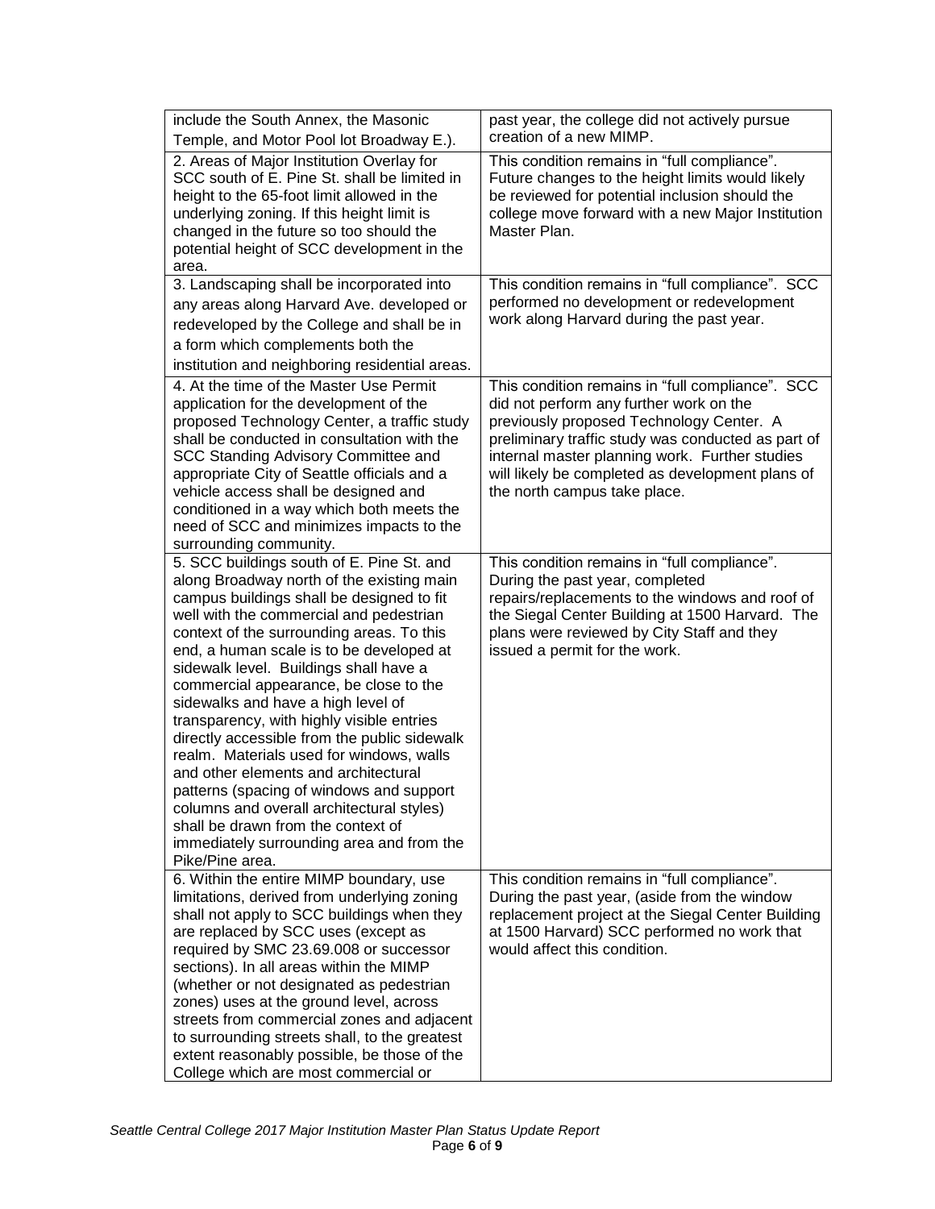| | |
|---|---|
| include the South Annex, the Masonic Temple, and Motor Pool lot Broadway E.). | past year, the college did not actively pursue creation of a new MIMP. |
| 2. Areas of Major Institution Overlay for SCC south of E. Pine St. shall be limited in height to the 65-foot limit allowed in the underlying zoning. If this height limit is changed in the future so too should the potential height of SCC development in the area. | This condition remains in "full compliance". Future changes to the height limits would likely be reviewed for potential inclusion should the college move forward with a new Major Institution Master Plan. |
| 3. Landscaping shall be incorporated into any areas along Harvard Ave. developed or redeveloped by the College and shall be in a form which complements both the institution and neighboring residential areas. | This condition remains in "full compliance". SCC performed no development or redevelopment work along Harvard during the past year. |
| 4. At the time of the Master Use Permit application for the development of the proposed Technology Center, a traffic study shall be conducted in consultation with the SCC Standing Advisory Committee and appropriate City of Seattle officials and a vehicle access shall be designed and conditioned in a way which both meets the need of SCC and minimizes impacts to the surrounding community. | This condition remains in "full compliance". SCC did not perform any further work on the previously proposed Technology Center. A preliminary traffic study was conducted as part of internal master planning work. Further studies will likely be completed as development plans of the north campus take place. |
| 5. SCC buildings south of E. Pine St. and along Broadway north of the existing main campus buildings shall be designed to fit well with the commercial and pedestrian context of the surrounding areas. To this end, a human scale is to be developed at sidewalk level. Buildings shall have a commercial appearance, be close to the sidewalks and have a high level of transparency, with highly visible entries directly accessible from the public sidewalk realm. Materials used for windows, walls and other elements and architectural patterns (spacing of windows and support columns and overall architectural styles) shall be drawn from the context of immediately surrounding area and from the Pike/Pine area. | This condition remains in "full compliance". During the past year, completed repairs/replacements to the windows and roof of the Siegal Center Building at 1500 Harvard. The plans were reviewed by City Staff and they issued a permit for the work. |
| 6. Within the entire MIMP boundary, use limitations, derived from underlying zoning shall not apply to SCC buildings when they are replaced by SCC uses (except as required by SMC 23.69.008 or successor sections). In all areas within the MIMP (whether or not designated as pedestrian zones) uses at the ground level, across streets from commercial zones and adjacent to surrounding streets shall, to the greatest extent reasonably possible, be those of the College which are most commercial or | This condition remains in "full compliance". During the past year, (aside from the window replacement project at the Siegal Center Building at 1500 Harvard) SCC performed no work that would affect this condition. |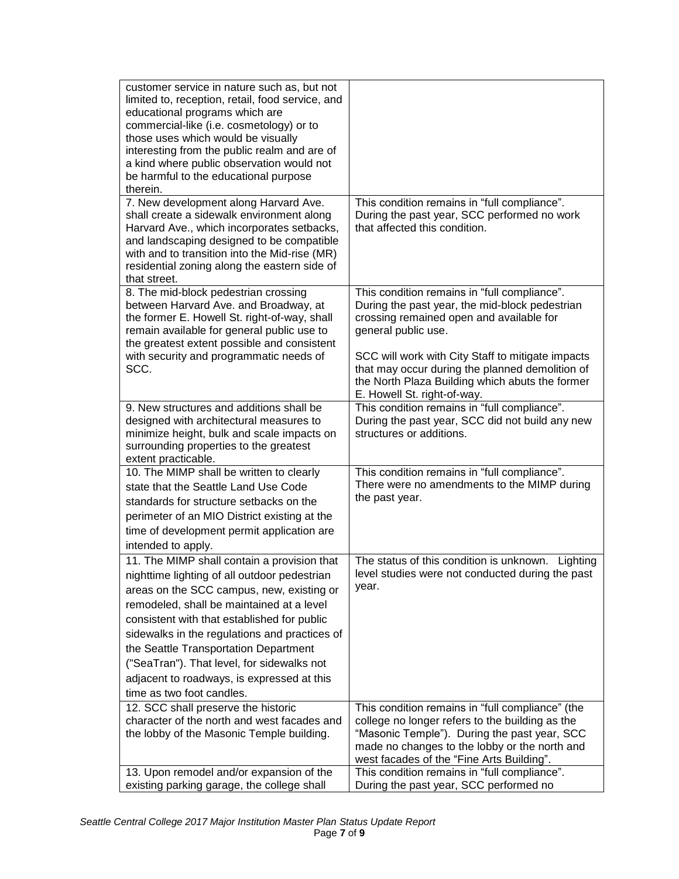| | |
|---|---|
| customer service in nature such as, but not limited to, reception, retail, food service, and educational programs which are commercial-like (i.e. cosmetology) or to those uses which would be visually interesting from the public realm and are of a kind where public observation would not be harmful to the educational purpose therein. | |
| 7. New development along Harvard Ave. shall create a sidewalk environment along Harvard Ave., which incorporates setbacks, and landscaping designed to be compatible with and to transition into the Mid-rise (MR) residential zoning along the eastern side of that street. | This condition remains in "full compliance". During the past year, SCC performed no work that affected this condition. |
| 8. The mid-block pedestrian crossing between Harvard Ave. and Broadway, at the former E. Howell St. right-of-way, shall remain available for general public use to the greatest extent possible and consistent with security and programmatic needs of SCC. | This condition remains in "full compliance". During the past year, the mid-block pedestrian crossing remained open and available for general public use.<br><br>SCC will work with City Staff to mitigate impacts that may occur during the planned demolition of the North Plaza Building which abuts the former E. Howell St. right-of-way. |
| 9. New structures and additions shall be designed with architectural measures to minimize height, bulk and scale impacts on surrounding properties to the greatest extent practicable. | This condition remains in "full compliance". During the past year, SCC did not build any new structures or additions. |
| 10. The MIMP shall be written to clearly state that the Seattle Land Use Code standards for structure setbacks on the perimeter of an MIO District existing at the time of development permit application are intended to apply. | This condition remains in "full compliance". There were no amendments to the MIMP during the past year. |
| 11. The MIMP shall contain a provision that nighttime lighting of all outdoor pedestrian areas on the SCC campus, new, existing or remodeled, shall be maintained at a level consistent with that established for public sidewalks in the regulations and practices of the Seattle Transportation Department ("SeaTran"). That level, for sidewalks not adjacent to roadways, is expressed at this time as two foot candles. | The status of this condition is unknown. Lighting level studies were not conducted during the past year. |
| 12. SCC shall preserve the historic character of the north and west facades and the lobby of the Masonic Temple building. | This condition remains in "full compliance" (the college no longer refers to the building as the "Masonic Temple"). During the past year, SCC made no changes to the lobby or the north and west facades of the "Fine Arts Building". |
| 13. Upon remodel and/or expansion of the existing parking garage, the college shall | This condition remains in "full compliance". During the past year, SCC performed no |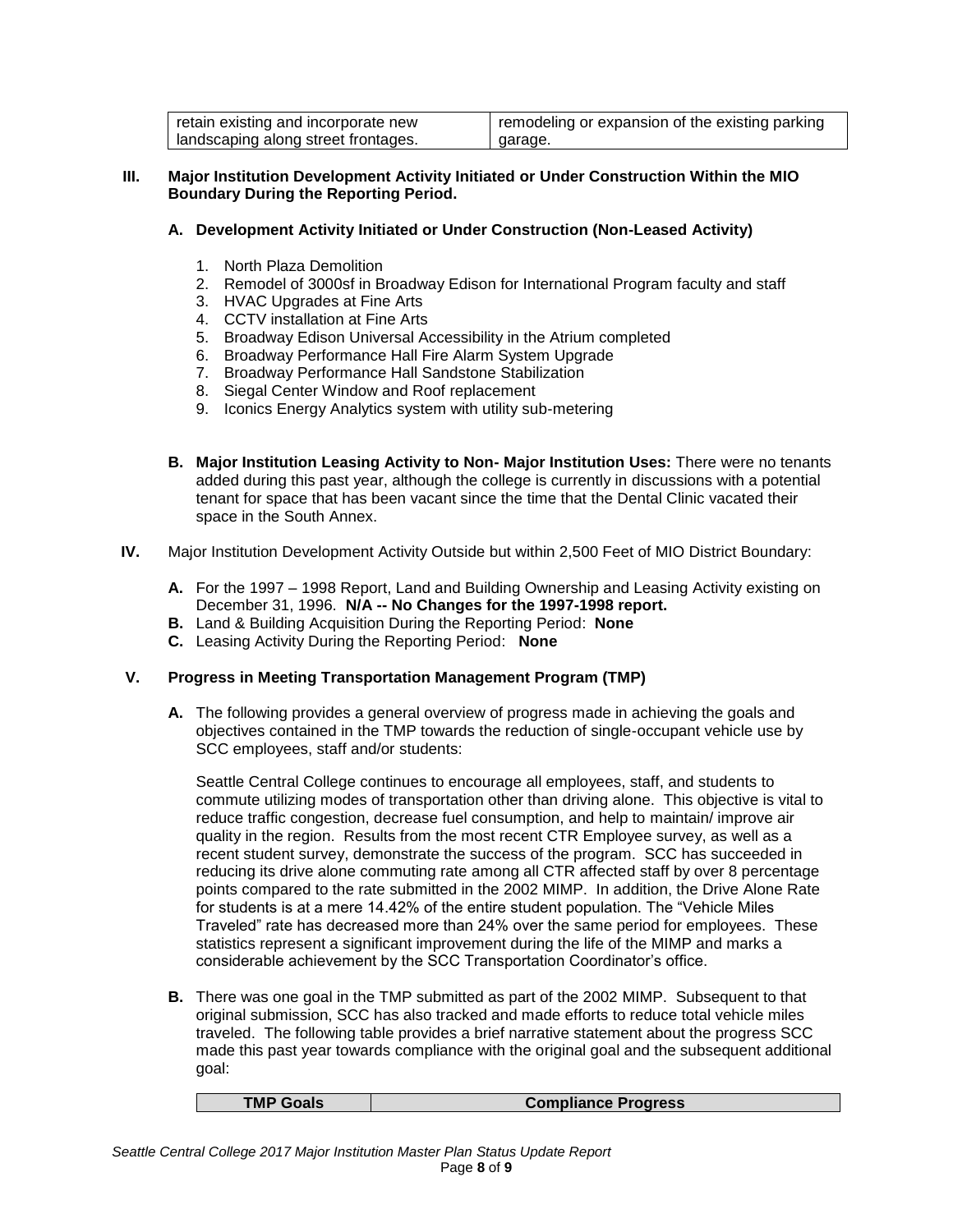| retain existing and incorporate new landscaping along street frontages. | remodeling or expansion of the existing parking garage. |
|---|---|

**III. Major Institution Development Activity Initiated or Under Construction Within the MIO Boundary During the Reporting Period.**

**A. Development Activity Initiated or Under Construction (Non-Leased Activity)**

1. North Plaza Demolition
2. Remodel of 3000sf in Broadway Edison for International Program faculty and staff
3. HVAC Upgrades at Fine Arts
4. CCTV installation at Fine Arts
5. Broadway Edison Universal Accessibility in the Atrium completed
6. Broadway Performance Hall Fire Alarm System Upgrade
7. Broadway Performance Hall Sandstone Stabilization
8. Siegal Center Window and Roof replacement
9. Iconics Energy Analytics system with utility sub-metering

**B. Major Institution Leasing Activity to Non- Major Institution Uses:** There were no tenants added during this past year, although the college is currently in discussions with a potential tenant for space that has been vacant since the time that the Dental Clinic vacated their space in the South Annex.

**IV.** Major Institution Development Activity Outside but within 2,500 Feet of MIO District Boundary:

**A.** For the 1997 – 1998 Report, Land and Building Ownership and Leasing Activity existing on December 31, 1996. **N/A -- No Changes for the 1997-1998 report.**
**B.** Land & Building Acquisition During the Reporting Period: **None**
**C.** Leasing Activity During the Reporting Period: **None**

**V. Progress in Meeting Transportation Management Program (TMP)**

**A.** The following provides a general overview of progress made in achieving the goals and objectives contained in the TMP towards the reduction of single-occupant vehicle use by SCC employees, staff and/or students:

Seattle Central College continues to encourage all employees, staff, and students to commute utilizing modes of transportation other than driving alone. This objective is vital to reduce traffic congestion, decrease fuel consumption, and help to maintain/ improve air quality in the region. Results from the most recent CTR Employee survey, as well as a recent student survey, demonstrate the success of the program. SCC has succeeded in reducing its drive alone commuting rate among all CTR affected staff by over 8 percentage points compared to the rate submitted in the 2002 MIMP. In addition, the Drive Alone Rate for students is at a mere 14.42% of the entire student population. The "Vehicle Miles Traveled" rate has decreased more than 24% over the same period for employees. These statistics represent a significant improvement during the life of the MIMP and marks a considerable achievement by the SCC Transportation Coordinator's office.

**B.** There was one goal in the TMP submitted as part of the 2002 MIMP. Subsequent to that original submission, SCC has also tracked and made efforts to reduce total vehicle miles traveled. The following table provides a brief narrative statement about the progress SCC made this past year towards compliance with the original goal and the subsequent additional goal:

| TMP Goals | Compliance Progress |
|---|---|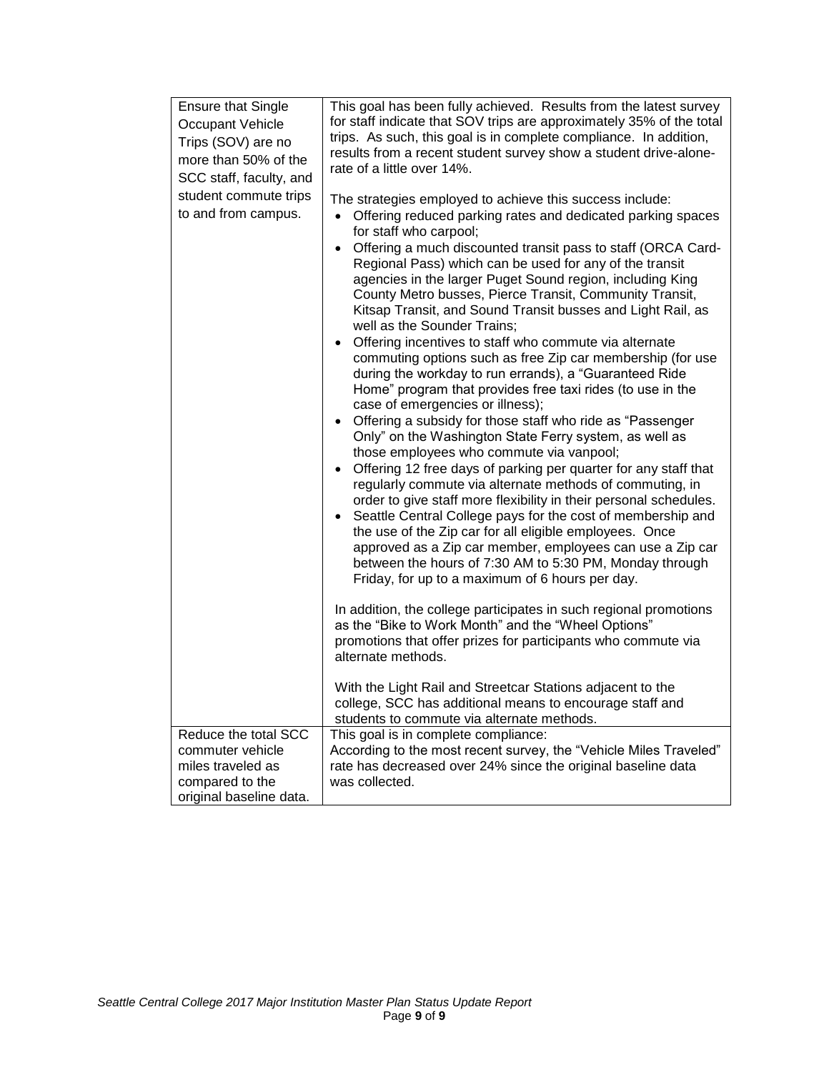| | |
|---|---|
| Ensure that Single Occupant Vehicle Trips (SOV) are no more than 50% of the SCC staff, faculty, and student commute trips to and from campus. | This goal has been fully achieved. Results from the latest survey for staff indicate that SOV trips are approximately 35% of the total trips. As such, this goal is in complete compliance. In addition, results from a recent student survey show a student drive-alone-rate of a little over 14%.<br><br>The strategies employed to achieve this success include:<br>• Offering reduced parking rates and dedicated parking spaces for staff who carpool;<br>• Offering a much discounted transit pass to staff (ORCA Card-Regional Pass) which can be used for any of the transit agencies in the larger Puget Sound region, including King County Metro busses, Pierce Transit, Community Transit, Kitsap Transit, and Sound Transit busses and Light Rail, as well as the Sounder Trains;<br>• Offering incentives to staff who commute via alternate commuting options such as free Zip car membership (for use during the workday to run errands), a "Guaranteed Ride Home" program that provides free taxi rides (to use in the case of emergencies or illness);<br>• Offering a subsidy for those staff who ride as "Passenger Only" on the Washington State Ferry system, as well as those employees who commute via vanpool;<br>• Offering 12 free days of parking per quarter for any staff that regularly commute via alternate methods of commuting, in order to give staff more flexibility in their personal schedules.<br>• Seattle Central College pays for the cost of membership and the use of the Zip car for all eligible employees. Once approved as a Zip car member, employees can use a Zip car between the hours of 7:30 AM to 5:30 PM, Monday through Friday, for up to a maximum of 6 hours per day.<br><br>In addition, the college participates in such regional promotions as the "Bike to Work Month" and the "Wheel Options" promotions that offer prizes for participants who commute via alternate methods.<br><br>With the Light Rail and Streetcar Stations adjacent to the college, SCC has additional means to encourage staff and students to commute via alternate methods. |
| Reduce the total SCC commuter vehicle miles traveled as compared to the original baseline data. | This goal is in complete compliance:<br>According to the most recent survey, the "Vehicle Miles Traveled" rate has decreased over 24% since the original baseline data was collected. |